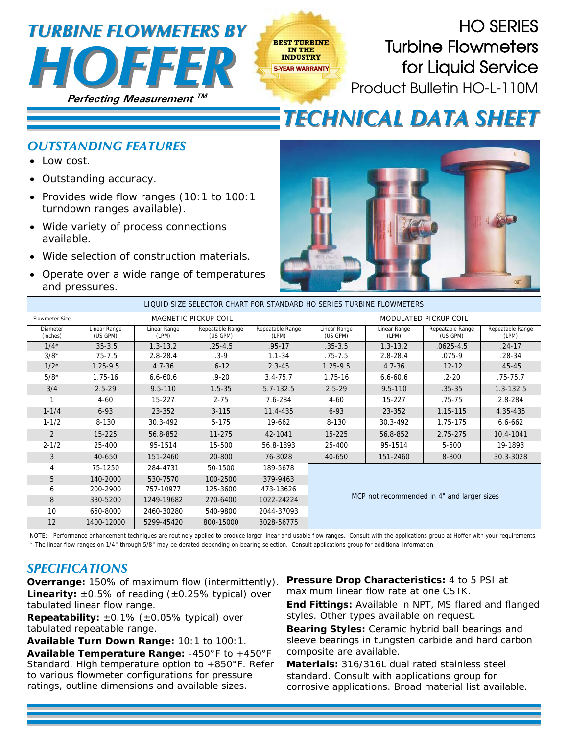# TURBINE FLOWMETERS BY HOFFER

*Perfecting Measurement ™*

BEST TURBINE IN THE INDUSTRY
5-YEAR WARRANTY

# HO SERIES Turbine Flowmeters for Liquid Service

Product Bulletin HO-L-110M

# TECHNICAL DATA SHEET

## OUTSTANDING FEATURES

- Low cost.
- Outstanding accuracy.
- Provides wide flow ranges (10:1 to 100:1 turndown ranges available).
- Wide variety of process connections available.
- Wide selection of construction materials.
- Operate over a wide range of temperatures and pressures.

| LIQUID SIZE SELECTOR CHART FOR STANDARD HO SERIES TURBINE FLOWMETERS | | | | | | | | |
|---|---|---|---|---|---|---|---|---|
| Flowmeter Size | MAGNETIC PICKUP COIL | | | | MODULATED PICKUP COIL | | | |
| Diameter (inches) | Linear Range (US GPM) | Linear Range (LPM) | Repeatable Range (US GPM) | Repeatable Range (LPM) | Linear Range (US GPM) | Linear Range (LPM) | Repeatable Range (US GPM) | Repeatable Range (LPM) |
| 1/4* | .35-3.5 | 1.3-13.2 | .25-4.5 | .95-17 | .35-3.5 | 1.3-13.2 | .0625-4.5 | .24-17 |
| 3/8* | .75-7.5 | 2.8-28.4 | .3-9 | 1.1-34 | .75-7.5 | 2.8-28.4 | .075-9 | .28-34 |
| 1/2* | 1.25-9.5 | 4.7-36 | .6-12 | 2.3-45 | 1.25-9.5 | 4.7-36 | .12-12 | .45-45 |
| 5/8* | 1.75-16 | 6.6-60.6 | .9-20 | 3.4-75.7 | 1.75-16 | 6.6-60.6 | .2-20 | .75-75.7 |
| 3/4 | 2.5-29 | 9.5-110 | 1.5-35 | 5.7-132.5 | 2.5-29 | 9.5-110 | .35-35 | 1.3-132.5 |
| 1 | 4-60 | 15-227 | 2-75 | 7.6-284 | 4-60 | 15-227 | .75-75 | 2.8-284 |
| 1-1/4 | 6-93 | 23-352 | 3-115 | 11.4-435 | 6-93 | 23-352 | 1.15-115 | 4.35-435 |
| 1-1/2 | 8-130 | 30.3-492 | 5-175 | 19-662 | 8-130 | 30.3-492 | 1.75-175 | 6.6-662 |
| 2 | 15-225 | 56.8-852 | 11-275 | 42-1041 | 15-225 | 56.8-852 | 2.75-275 | 10.4-1041 |
| 2-1/2 | 25-400 | 95-1514 | 15-500 | 56.8-1893 | 25-400 | 95-1514 | 5-500 | 19-1893 |
| 3 | 40-650 | 151-2460 | 20-800 | 76-3028 | 40-650 | 151-2460 | 8-800 | 30.3-3028 |
| 4 | 75-1250 | 284-4731 | 50-1500 | 189-5678 | MCP not recommended in 4" and larger sizes | | | |
| 5 | 140-2000 | 530-7570 | 100-2500 | 379-9463 | | | | |
| 6 | 200-2900 | 757-10977 | 125-3600 | 473-13626 | | | | |
| 8 | 330-5200 | 1249-19682 | 270-6400 | 1022-24224 | | | | |
| 10 | 650-8000 | 2460-30280 | 540-9800 | 2044-37093 | | | | |
| 12 | 1400-12000 | 5299-45420 | 800-15000 | 3028-56775 | | | | |

NOTE: Performance enhancement techniques are routinely applied to produce larger linear and usable flow ranges. Consult with the applications group at Hoffer with your requirements.
* The linear flow ranges on 1/4" through 5/8" may be derated depending on bearing selection. Consult applications group for additional information.

## SPECIFICATIONS

**Overrange:** 150% of maximum flow (intermittently).

**Linearity:** ±0.5% of reading (±0.25% typical) over tabulated linear flow range.

**Repeatability:** ±0.1% (±0.05% typical) over tabulated repeatable range.

**Available Turn Down Range:** 10:1 to 100:1.

**Available Temperature Range:** -450°F to +450°F Standard. High temperature option to +850°F. Refer to various flowmeter configurations for pressure ratings, outline dimensions and available sizes.

**Pressure Drop Characteristics:** 4 to 5 PSI at maximum linear flow rate at one CSTK.

**End Fittings:** Available in NPT, MS flared and flanged styles. Other types available on request.

**Bearing Styles:** Ceramic hybrid ball bearings and sleeve bearings in tungsten carbide and hard carbon composite are available.

**Materials:** 316/316L dual rated stainless steel standard. Consult with applications group for corrosive applications. Broad material list available.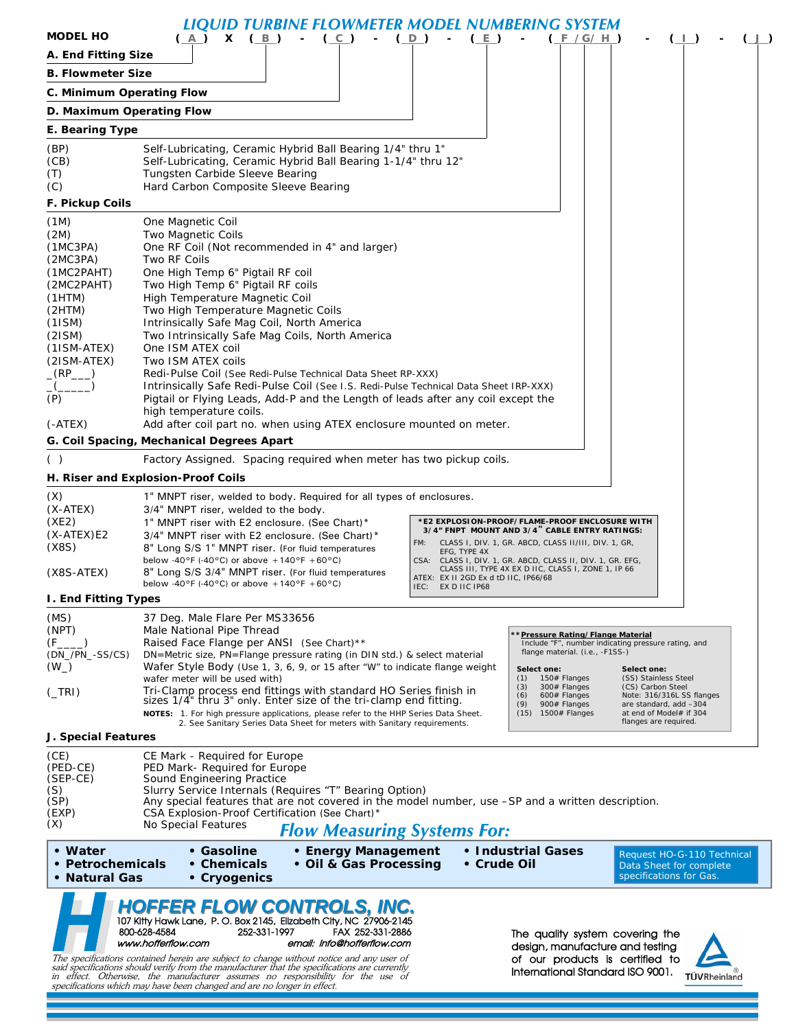# LIQUID TURBINE FLOWMETER MODEL NUMBERING SYSTEM

**MODEL HO** ( A ) X ( B ) - ( C ) - ( D ) - ( E ) - ( F / G/ H ) - ( I ) - ( J )

**A. End Fitting Size**

**B. Flowmeter Size**

**C. Minimum Operating Flow**

**D. Maximum Operating Flow**

**E. Bearing Type**

| | |
|---|---|
| (BP) | Self-Lubricating, Ceramic Hybrid Ball Bearing 1/4" thru 1" |
| (CB) | Self-Lubricating, Ceramic Hybrid Ball Bearing 1-1/4" thru 12" |
| (T) | Tungsten Carbide Sleeve Bearing |
| (C) | Hard Carbon Composite Sleeve Bearing |

**F. Pickup Coils**

| | |
|---|---|
| (1M) | One Magnetic Coil |
| (2M) | Two Magnetic Coils |
| (1MC3PA) | One RF Coil (Not recommended in 4" and larger) |
| (2MC3PA) | Two RF Coils |
| (1MC2PAHT) | One High Temp 6" Pigtail RF coil |
| (2MC2PAHT) | Two High Temp 6" Pigtail RF coils |
| (1HTM) | High Temperature Magnetic Coil |
| (2HTM) | Two High Temperature Magnetic Coils |
| (1ISM) | Intrinsically Safe Mag Coil, North America |
| (2ISM) | Two Intrinsically Safe Mag Coils, North America |
| (1ISM-ATEX) | One ISM ATEX coil |
| (2ISM-ATEX) | Two ISM ATEX coils |
| _(RP___) | Redi-Pulse Coil (See Redi-Pulse Technical Data Sheet RP-XXX) |
| _(_____) | Intrinsically Safe Redi-Pulse Coil (See I.S. Redi-Pulse Technical Data Sheet IRP-XXX) |
| (P) | Pigtail or Flying Leads, Add-P and the Length of leads after any coil except the high temperature coils. |
| (-ATEX) | Add after coil part no. when using ATEX enclosure mounted on meter. |

**G. Coil Spacing, Mechanical Degrees Apart**

| | |
|---|---|
| ( ) | Factory Assigned. Spacing required when meter has two pickup coils. |

**H. Riser and Explosion-Proof Coils**

| | |
|---|---|
| (X) | 1" MNPT riser, welded to body. Required for all types of enclosures. |
| (X-ATEX) | 3/4" MNPT riser, welded to the body. |
| (XE2) | 1" MNPT riser with E2 enclosure. (See Chart)* |
| (X-ATEX)E2 | 3/4" MNPT riser with E2 enclosure. (See Chart)* |
| (X8S) | 8" Long S/S 1" MNPT riser. (For fluid temperatures below -40°F (-40°C) or above +140°F +60°C) |
| (X8S-ATEX) | 8" Long S/S 3/4" MNPT riser. (For fluid temperatures below -40°F (-40°C) or above +140°F +60°C) |

***E2 EXPLOSION-PROOF/FLAME-PROOF ENCLOSURE WITH 3/4" FNPT MOUNT AND 3/4" CABLE ENTRY RATINGS:**

- FM: CLASS I, DIV. 1, GR. ABCD, CLASS II/III, DIV. 1, GR, EFG, TYPE 4X
- CSA: CLASS I, DIV. 1, GR. ABCD, CLASS II, DIV. 1, GR. EFG, CLASS III, TYPE 4X EX D IIC, CLASS I, ZONE 1, IP 66
- ATEX: EX II 2GD Ex d tD IIC, IP66/68
- IEC: EX D IIC IP68

**I. End Fitting Types**

| | |
|---|---|
| (MS) | 37 Deg. Male Flare Per MS33656 |
| (NPT) | Male National Pipe Thread |
| (F____) | Raised Face Flange per ANSI (See Chart)** |
| (DN_/PN_-SS/CS) | DN=Metric size, PN=Flange pressure rating (in DIN std.) & select material |
| (W_) | Wafer Style Body (Use 1, 3, 6, 9, or 15 after "W" to indicate flange weight wafer meter will be used with) |
| (_TRI) | Tri-Clamp process end fittings with standard HO Series finish in sizes 1/4" thru 3" only. Enter size of the tri-clamp end fitting. |

**NOTES:** 1. For high pressure applications, please refer to the HHP Series Data Sheet.
2. See Sanitary Series Data Sheet for meters with Sanitary requirements.

****Pressure Rating/Flange Material**
Include "F", number indicating pressure rating, and flange material. (i.e., -F1SS-)

| Select one: | Select one: |
|---|---|
| (1) 150# Flanges | (SS) Stainless Steel |
| (3) 300# Flanges | (CS) Carbon Steel |
| (6) 600# Flanges | Note: 316/316L SS flanges |
| (9) 900# Flanges | are standard, add -304 |
| (15) 1500# Flanges | at end of Model# if 304 flanges are required. |

**J. Special Features**

| | |
|---|---|
| (CE) | CE Mark - Required for Europe |
| (PED-CE) | PED Mark- Required for Europe |
| (SEP-CE) | Sound Engineering Practice |
| (S) | Slurry Service Internals (Requires "T" Bearing Option) |
| (SP) | Any special features that are not covered in the model number, use –SP and a written description. |
| (EXP) | CSA Explosion-Proof Certification (See Chart)* |
| (X) | No Special Features |

## Flow Measuring Systems For:

- Water
- Petrochemicals
- Natural Gas
- Gasoline
- Chemicals
- Cryogenics
- Energy Management
- Oil & Gas Processing
- Industrial Gases
- Crude Oil

Request HO-G-110 Technical Data Sheet for complete specifications for Gas.

**HOFFER FLOW CONTROLS, INC.**
107 Kitty Hawk Lane, P. O. Box 2145, Elizabeth City, NC 27906-2145
800-628-4584 252-331-1997 FAX 252-331-2886
www.hofferflow.com email: info@hofferflow.com

*The specifications contained herein are subject to change without notice and any user of said specifications should verify from the manufacturer that the specifications are currently in effect. Otherwise, the manufacturer assumes no responsibility for the use of specifications which may have been changed and are no longer in effect.*

The quality system covering the design, manufacture and testing of our products is certified to International Standard ISO 9001.

TÜVRheinland